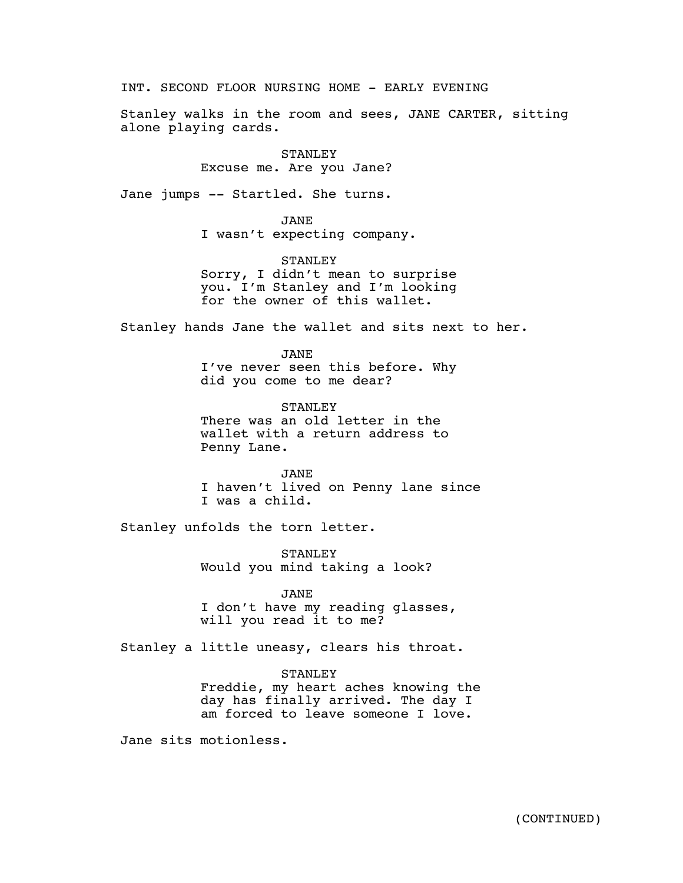INT. SECOND FLOOR NURSING HOME - EARLY EVENING

Stanley walks in the room and sees, JANE CARTER, sitting alone playing cards.

STANLEY
Excuse me. Are you Jane?

Jane jumps -- Startled. She turns.

JANE
I wasn't expecting company.

STANLEY
Sorry, I didn't mean to surprise you. I'm Stanley and I'm looking for the owner of this wallet.

Stanley hands Jane the wallet and sits next to her.

JANE
I've never seen this before. Why did you come to me dear?

STANLEY
There was an old letter in the wallet with a return address to Penny Lane.

JANE
I haven't lived on Penny lane since I was a child.

Stanley unfolds the torn letter.

STANLEY
Would you mind taking a look?

JANE
I don't have my reading glasses, will you read it to me?

Stanley a little uneasy, clears his throat.

STANLEY
Freddie, my heart aches knowing the day has finally arrived. The day I am forced to leave someone I love.

Jane sits motionless.

(CONTINUED)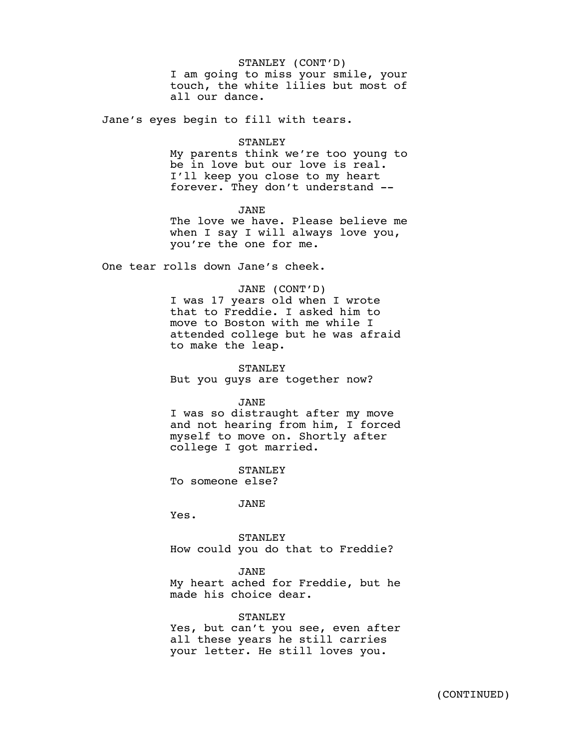STANLEY (CONT'D)
I am going to miss your smile, your touch, the white lilies but most of all our dance.

Jane's eyes begin to fill with tears.

STANLEY
My parents think we're too young to be in love but our love is real. I'll keep you close to my heart forever. They don't understand --

JANE
The love we have. Please believe me when I say I will always love you, you're the one for me.

One tear rolls down Jane's cheek.

JANE (CONT'D)
I was 17 years old when I wrote that to Freddie. I asked him to move to Boston with me while I attended college but he was afraid to make the leap.

STANLEY
But you guys are together now?

JANE
I was so distraught after my move and not hearing from him, I forced myself to move on. Shortly after college I got married.

STANLEY
To someone else?

JANE
Yes.

STANLEY
How could you do that to Freddie?

JANE
My heart ached for Freddie, but he made his choice dear.

STANLEY
Yes, but can't you see, even after all these years he still carries your letter. He still loves you.

(CONTINUED)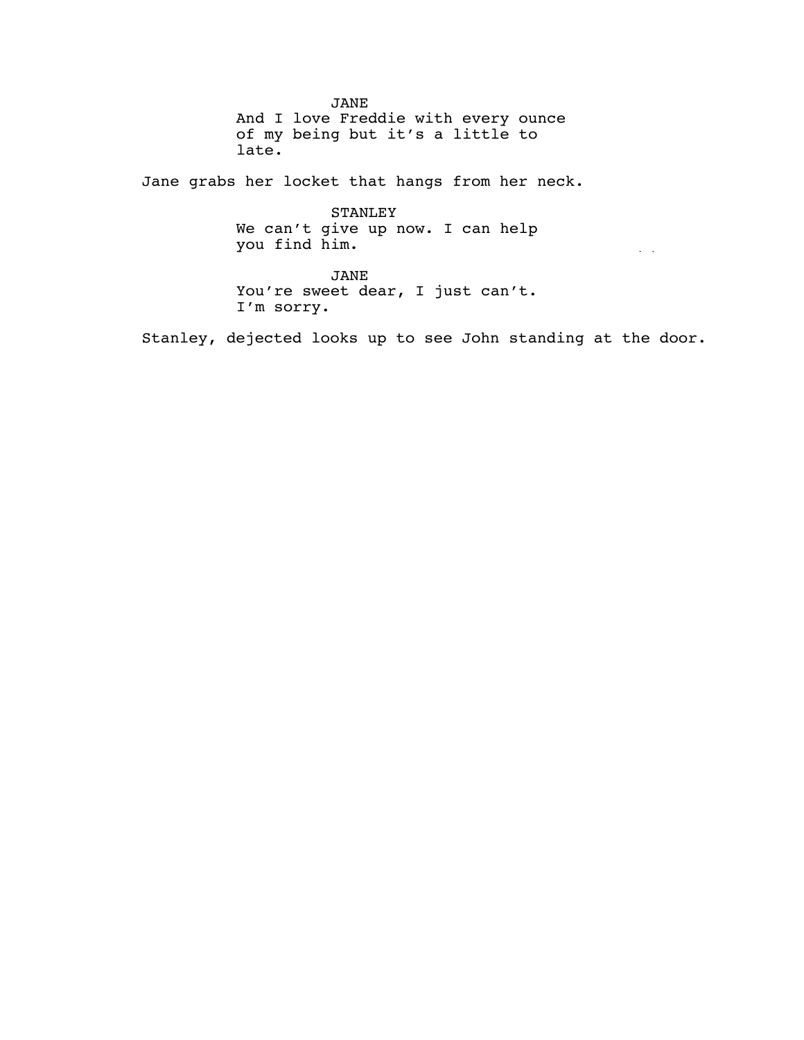JANE
And I love Freddie with every ounce of my being but it's a little to late.

Jane grabs her locket that hangs from her neck.

STANLEY
We can't give up now. I can help you find him.

JANE
You're sweet dear, I just can't. I'm sorry.

Stanley, dejected looks up to see John standing at the door.